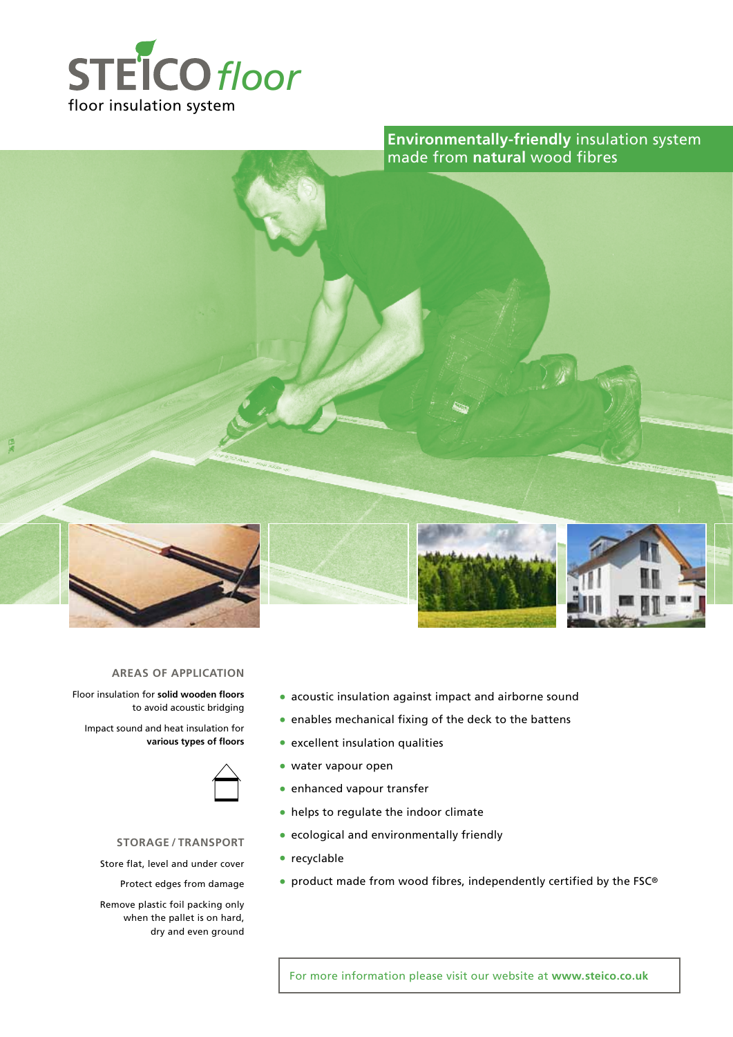# STEICO floor

floor insulation system

**Environmentally-friendly** insulation system made from **natural** wood fibres

## AREAS OF APPLICATION

Floor insulation for **solid wooden floors** to avoid acoustic bridging

Impact sound and heat insulation for **various types of floors**

## STORAGE / TRANSPORT

Store flat, level and under cover

Protect edges from damage

Remove plastic foil packing only when the pallet is on hard, dry and even ground

- acoustic insulation against impact and airborne sound
- enables mechanical fixing of the deck to the battens
- excellent insulation qualities
- water vapour open
- enhanced vapour transfer
- helps to regulate the indoor climate
- ecological and environmentally friendly
- recyclable
- product made from wood fibres, independently certified by the FSC®

For more information please visit our website at **www.steico.co.uk**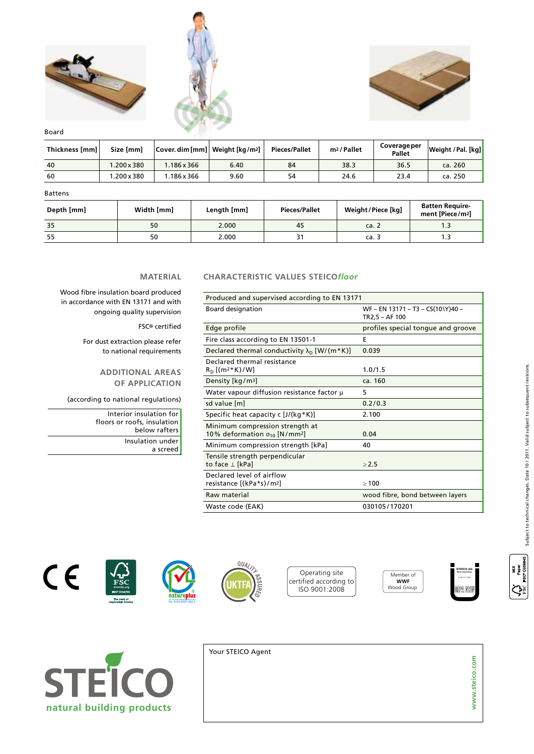Board

| Thickness [mm] | Size [mm] | Cover. dim [mm] | Weight [kg/m²] | Pieces/Pallet | m²/Pallet | Coverage per Pallet | Weight/Pal. [kg] |
|---|---|---|---|---|---|---|---|
| 40 | 1.200 x 380 | 1.186 x 366 | 6.40 | 84 | 38.3 | 36.5 | ca. 260 |
| 60 | 1.200 x 380 | 1.186 x 366 | 9.60 | 54 | 24.6 | 23.4 | ca. 250 |

Battens

| Depth [mm] | Width [mm] | Length [mm] | Pieces/Pallet | Weight/Piece [kg] | Batten Requirement [Piece/m²] |
|---|---|---|---|---|---|
| 35 | 50 | 2.000 | 45 | ca. 2 | 1.3 |
| 55 | 50 | 2.000 | 31 | ca. 3 | 1.3 |

## MATERIAL

Wood fibre insulation board produced in accordance with EN 13171 and with ongoing quality supervision

FSC® certified

For dust extraction please refer to national requirements

## ADDITIONAL AREAS OF APPLICATION

(according to national regulations)

- Interior insulation for floors or roofs, insulation below rafters
- Insulation under a screed

## CHARACTERISTIC VALUES STEICO*floor*

| | |
|---|---|
| Produced and supervised according to EN 13171 | |
| Board designation | WF – EN 13171 – T3 – CS(10\Y)40 – TR2,5 – AF 100 |
| Edge profile | profiles special tongue and groove |
| Fire class according to EN 13501-1 | E |
| Declared thermal conductivity $\lambda_D$ [W/(m*K)] | 0.039 |
| Declared thermal resistance $R_D$ [(m²*K)/W] | 1.0/1.5 |
| Density [kg/m³] | ca. 160 |
| Water vapour diffusion resistance factor μ | 5 |
| sd value [m] | 0.2/0.3 |
| Specific heat capacity c [J/(kg*K)] | 2.100 |
| Minimum compression strength at 10% deformation $\sigma_{10}$ [N/mm²] | 0.04 |
| Minimum compression strength [kPa] | 40 |
| Tensile strength perpendicular to face ⊥ [kPa] | ≥ 2.5 |
| Declared level of airflow resistance [(kPa*s)/m²] | ≥ 100 |
| Raw material | wood fibre, bond between layers |
| Waste code (EAK) | 030105/170201 |

Operating site certified according to ISO 9001:2008

Member of WWF Wood Group

Subject to technical changes. Date 10 / 2011. Valid subject to subsequent revisions.

STEICO natural building products

Your STEICO Agent

www.steico.com